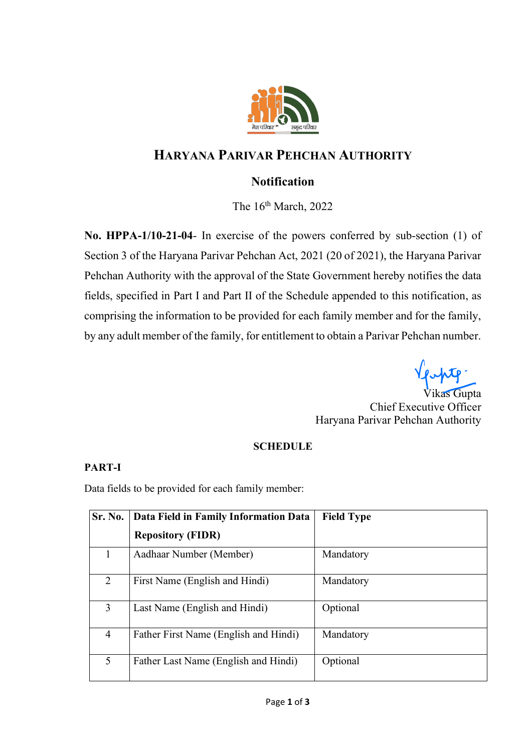# HARYANA PARIVAR PEHCHAN AUTHORITY

## Notification

The 16th March, 2022

**No. HPPA-1/10-21-04**- In exercise of the powers conferred by sub-section (1) of Section 3 of the Haryana Parivar Pehchan Act, 2021 (20 of 2021), the Haryana Parivar Pehchan Authority with the approval of the State Government hereby notifies the data fields, specified in Part I and Part II of the Schedule appended to this notification, as comprising the information to be provided for each family member and for the family, by any adult member of the family, for entitlement to obtain a Parivar Pehchan number.

Vikas Gupta
Chief Executive Officer
Haryana Parivar Pehchan Authority

**SCHEDULE**

**PART-I**

Data fields to be provided for each family member:

| **Sr. No.** | **Data Field in Family Information Data Repository (FIDR)** | **Field Type** |
|---|---|---|
| 1 | Aadhaar Number (Member) | Mandatory |
| 2 | First Name (English and Hindi) | Mandatory |
| 3 | Last Name (English and Hindi) | Optional |
| 4 | Father First Name (English and Hindi) | Mandatory |
| 5 | Father Last Name (English and Hindi) | Optional |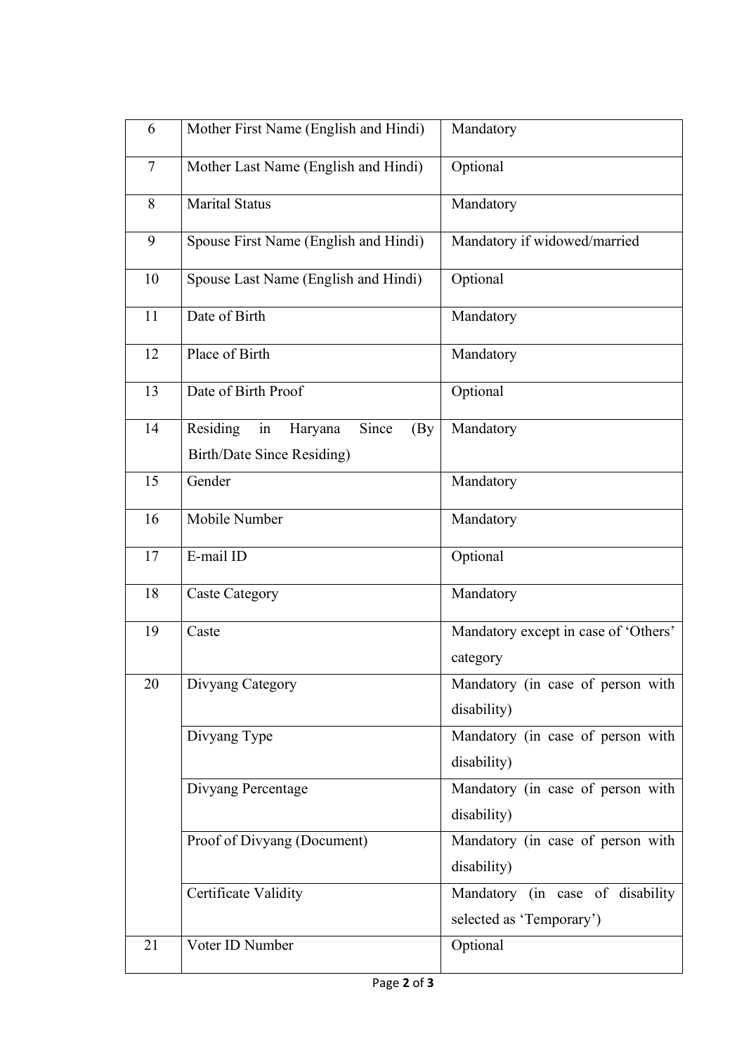| 6 | Mother First Name (English and Hindi) | Mandatory |
|---|---|---|
| 7 | Mother Last Name (English and Hindi) | Optional |
| 8 | Marital Status | Mandatory |
| 9 | Spouse First Name (English and Hindi) | Mandatory if widowed/married |
| 10 | Spouse Last Name (English and Hindi) | Optional |
| 11 | Date of Birth | Mandatory |
| 12 | Place of Birth | Mandatory |
| 13 | Date of Birth Proof | Optional |
| 14 | Residing in Haryana Since (By Birth/Date Since Residing) | Mandatory |
| 15 | Gender | Mandatory |
| 16 | Mobile Number | Mandatory |
| 17 | E-mail ID | Optional |
| 18 | Caste Category | Mandatory |
| 19 | Caste | Mandatory except in case of 'Others' category |
| 20 | Divyang Category | Mandatory (in case of person with disability) |
| | Divyang Type | Mandatory (in case of person with disability) |
| | Divyang Percentage | Mandatory (in case of person with disability) |
| | Proof of Divyang (Document) | Mandatory (in case of person with disability) |
| | Certificate Validity | Mandatory (in case of disability selected as 'Temporary') |
| 21 | Voter ID Number | Optional |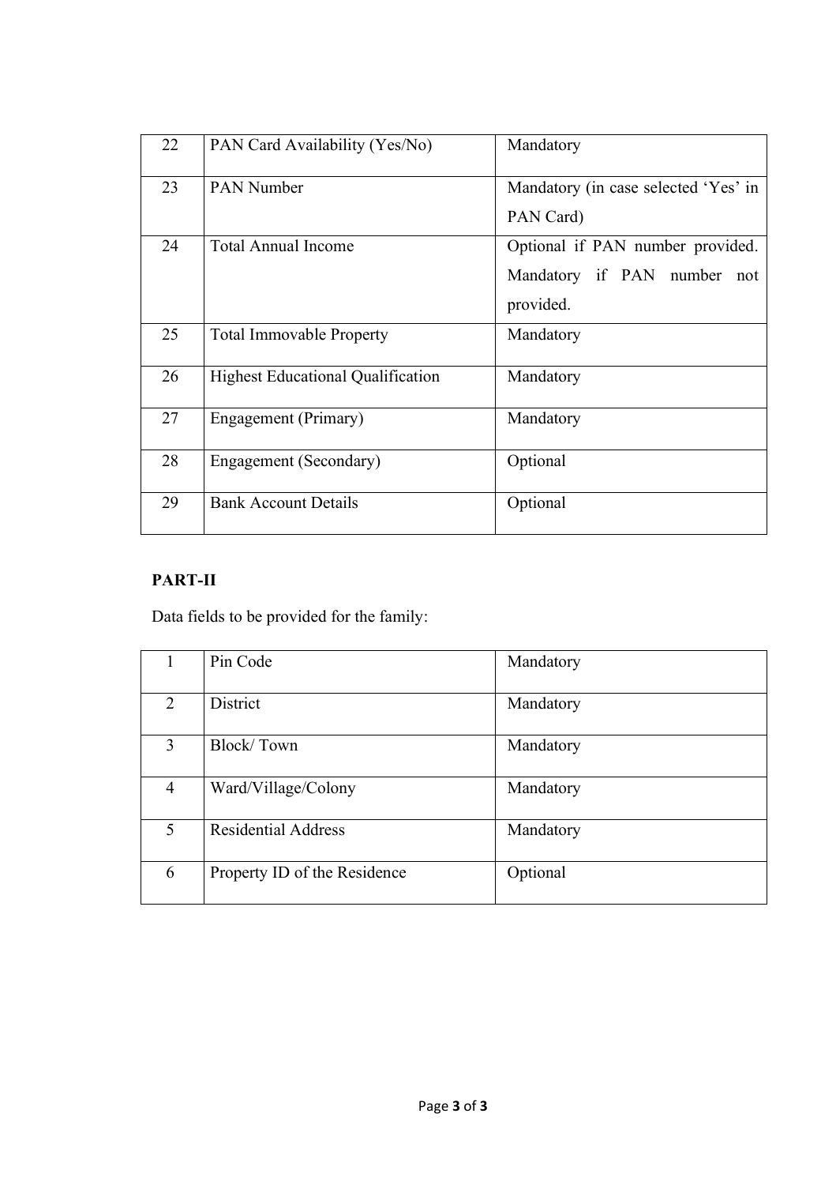| | | |
|---|---|---|
| 22 | PAN Card Availability (Yes/No) | Mandatory |
| 23 | PAN Number | Mandatory (in case selected 'Yes' in PAN Card) |
| 24 | Total Annual Income | Optional if PAN number provided. Mandatory if PAN number not provided. |
| 25 | Total Immovable Property | Mandatory |
| 26 | Highest Educational Qualification | Mandatory |
| 27 | Engagement (Primary) | Mandatory |
| 28 | Engagement (Secondary) | Optional |
| 29 | Bank Account Details | Optional |

**PART-II**

Data fields to be provided for the family:

| | | |
|---|---|---|
| 1 | Pin Code | Mandatory |
| 2 | District | Mandatory |
| 3 | Block/ Town | Mandatory |
| 4 | Ward/Village/Colony | Mandatory |
| 5 | Residential Address | Mandatory |
| 6 | Property ID of the Residence | Optional |